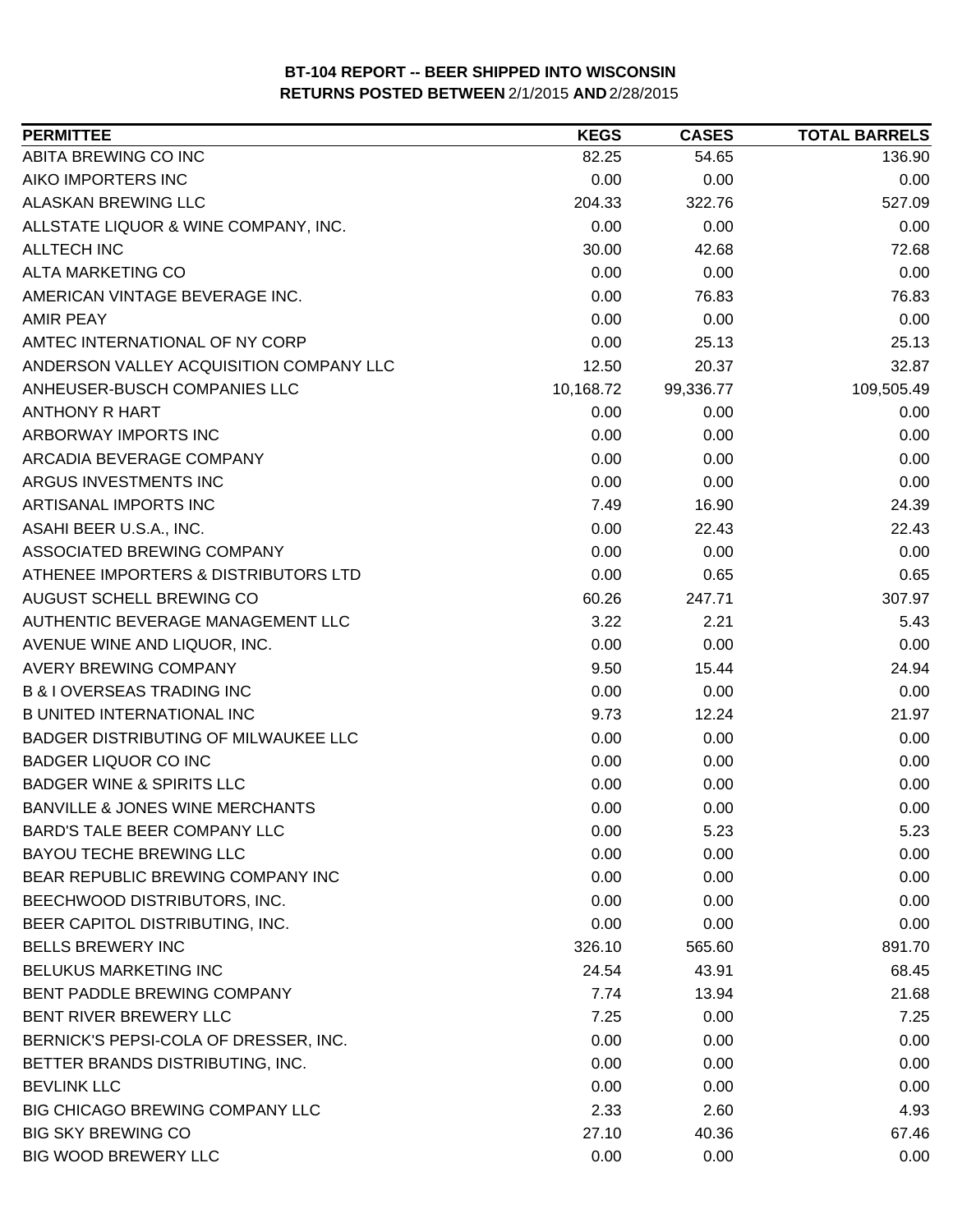**BT-104 REPORT -- BEER SHIPPED INTO WISCONSIN**
**RETURNS POSTED BETWEEN 2/1/2015 AND 2/28/2015**

| PERMITTEE | KEGS | CASES | TOTAL BARRELS |
|---|---|---|---|
| ABITA BREWING CO INC | 82.25 | 54.65 | 136.90 |
| AIKO IMPORTERS INC | 0.00 | 0.00 | 0.00 |
| ALASKAN BREWING LLC | 204.33 | 322.76 | 527.09 |
| ALLSTATE LIQUOR & WINE COMPANY, INC. | 0.00 | 0.00 | 0.00 |
| ALLTECH INC | 30.00 | 42.68 | 72.68 |
| ALTA MARKETING CO | 0.00 | 0.00 | 0.00 |
| AMERICAN VINTAGE BEVERAGE INC. | 0.00 | 76.83 | 76.83 |
| AMIR PEAY | 0.00 | 0.00 | 0.00 |
| AMTEC INTERNATIONAL OF NY CORP | 0.00 | 25.13 | 25.13 |
| ANDERSON VALLEY ACQUISITION COMPANY LLC | 12.50 | 20.37 | 32.87 |
| ANHEUSER-BUSCH COMPANIES LLC | 10,168.72 | 99,336.77 | 109,505.49 |
| ANTHONY R HART | 0.00 | 0.00 | 0.00 |
| ARBORWAY IMPORTS INC | 0.00 | 0.00 | 0.00 |
| ARCADIA BEVERAGE COMPANY | 0.00 | 0.00 | 0.00 |
| ARGUS INVESTMENTS INC | 0.00 | 0.00 | 0.00 |
| ARTISANAL IMPORTS INC | 7.49 | 16.90 | 24.39 |
| ASAHI BEER U.S.A., INC. | 0.00 | 22.43 | 22.43 |
| ASSOCIATED BREWING COMPANY | 0.00 | 0.00 | 0.00 |
| ATHENEE IMPORTERS & DISTRIBUTORS LTD | 0.00 | 0.65 | 0.65 |
| AUGUST SCHELL BREWING CO | 60.26 | 247.71 | 307.97 |
| AUTHENTIC BEVERAGE MANAGEMENT LLC | 3.22 | 2.21 | 5.43 |
| AVENUE WINE AND LIQUOR, INC. | 0.00 | 0.00 | 0.00 |
| AVERY BREWING COMPANY | 9.50 | 15.44 | 24.94 |
| B & I OVERSEAS TRADING INC | 0.00 | 0.00 | 0.00 |
| B UNITED INTERNATIONAL INC | 9.73 | 12.24 | 21.97 |
| BADGER DISTRIBUTING OF MILWAUKEE LLC | 0.00 | 0.00 | 0.00 |
| BADGER LIQUOR CO INC | 0.00 | 0.00 | 0.00 |
| BADGER WINE & SPIRITS LLC | 0.00 | 0.00 | 0.00 |
| BANVILLE & JONES WINE MERCHANTS | 0.00 | 0.00 | 0.00 |
| BARD'S TALE BEER COMPANY LLC | 0.00 | 5.23 | 5.23 |
| BAYOU TECHE BREWING LLC | 0.00 | 0.00 | 0.00 |
| BEAR REPUBLIC BREWING COMPANY INC | 0.00 | 0.00 | 0.00 |
| BEECHWOOD DISTRIBUTORS, INC. | 0.00 | 0.00 | 0.00 |
| BEER CAPITOL DISTRIBUTING, INC. | 0.00 | 0.00 | 0.00 |
| BELLS BREWERY INC | 326.10 | 565.60 | 891.70 |
| BELUKUS MARKETING INC | 24.54 | 43.91 | 68.45 |
| BENT PADDLE BREWING COMPANY | 7.74 | 13.94 | 21.68 |
| BENT RIVER BREWERY LLC | 7.25 | 0.00 | 7.25 |
| BERNICK'S PEPSI-COLA OF DRESSER, INC. | 0.00 | 0.00 | 0.00 |
| BETTER BRANDS DISTRIBUTING, INC. | 0.00 | 0.00 | 0.00 |
| BEVLINK LLC | 0.00 | 0.00 | 0.00 |
| BIG CHICAGO BREWING COMPANY LLC | 2.33 | 2.60 | 4.93 |
| BIG SKY BREWING CO | 27.10 | 40.36 | 67.46 |
| BIG WOOD BREWERY LLC | 0.00 | 0.00 | 0.00 |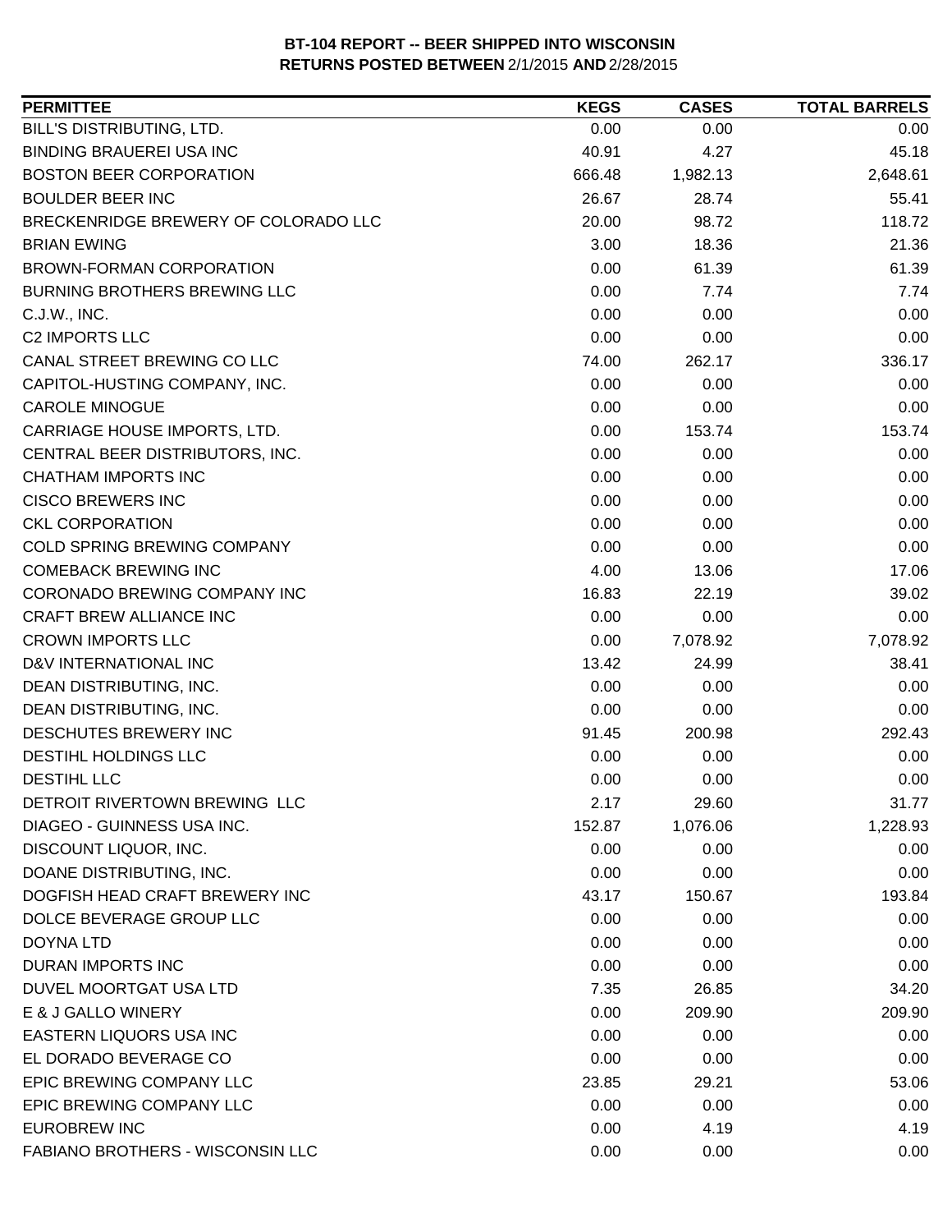**BT-104 REPORT -- BEER SHIPPED INTO WISCONSIN**
**RETURNS POSTED BETWEEN** 2/1/2015 **AND** 2/28/2015

| PERMITTEE | KEGS | CASES | TOTAL BARRELS |
|---|---|---|---|
| BILL'S DISTRIBUTING, LTD. | 0.00 | 0.00 | 0.00 |
| BINDING BRAUEREI USA INC | 40.91 | 4.27 | 45.18 |
| BOSTON BEER CORPORATION | 666.48 | 1,982.13 | 2,648.61 |
| BOULDER BEER INC | 26.67 | 28.74 | 55.41 |
| BRECKENRIDGE BREWERY OF COLORADO LLC | 20.00 | 98.72 | 118.72 |
| BRIAN EWING | 3.00 | 18.36 | 21.36 |
| BROWN-FORMAN CORPORATION | 0.00 | 61.39 | 61.39 |
| BURNING BROTHERS BREWING LLC | 0.00 | 7.74 | 7.74 |
| C.J.W., INC. | 0.00 | 0.00 | 0.00 |
| C2 IMPORTS LLC | 0.00 | 0.00 | 0.00 |
| CANAL STREET BREWING CO LLC | 74.00 | 262.17 | 336.17 |
| CAPITOL-HUSTING COMPANY, INC. | 0.00 | 0.00 | 0.00 |
| CAROLE MINOGUE | 0.00 | 0.00 | 0.00 |
| CARRIAGE HOUSE IMPORTS, LTD. | 0.00 | 153.74 | 153.74 |
| CENTRAL BEER DISTRIBUTORS, INC. | 0.00 | 0.00 | 0.00 |
| CHATHAM IMPORTS INC | 0.00 | 0.00 | 0.00 |
| CISCO BREWERS INC | 0.00 | 0.00 | 0.00 |
| CKL CORPORATION | 0.00 | 0.00 | 0.00 |
| COLD SPRING BREWING COMPANY | 0.00 | 0.00 | 0.00 |
| COMEBACK BREWING INC | 4.00 | 13.06 | 17.06 |
| CORONADO BREWING COMPANY INC | 16.83 | 22.19 | 39.02 |
| CRAFT BREW ALLIANCE INC | 0.00 | 0.00 | 0.00 |
| CROWN IMPORTS LLC | 0.00 | 7,078.92 | 7,078.92 |
| D&V INTERNATIONAL INC | 13.42 | 24.99 | 38.41 |
| DEAN DISTRIBUTING, INC. | 0.00 | 0.00 | 0.00 |
| DEAN DISTRIBUTING, INC. | 0.00 | 0.00 | 0.00 |
| DESCHUTES BREWERY INC | 91.45 | 200.98 | 292.43 |
| DESTIHL HOLDINGS LLC | 0.00 | 0.00 | 0.00 |
| DESTIHL LLC | 0.00 | 0.00 | 0.00 |
| DETROIT RIVERTOWN BREWING LLC | 2.17 | 29.60 | 31.77 |
| DIAGEO - GUINNESS USA INC. | 152.87 | 1,076.06 | 1,228.93 |
| DISCOUNT LIQUOR, INC. | 0.00 | 0.00 | 0.00 |
| DOANE DISTRIBUTING, INC. | 0.00 | 0.00 | 0.00 |
| DOGFISH HEAD CRAFT BREWERY INC | 43.17 | 150.67 | 193.84 |
| DOLCE BEVERAGE GROUP LLC | 0.00 | 0.00 | 0.00 |
| DOYNA LTD | 0.00 | 0.00 | 0.00 |
| DURAN IMPORTS INC | 0.00 | 0.00 | 0.00 |
| DUVEL MOORTGAT USA LTD | 7.35 | 26.85 | 34.20 |
| E & J GALLO WINERY | 0.00 | 209.90 | 209.90 |
| EASTERN LIQUORS USA INC | 0.00 | 0.00 | 0.00 |
| EL DORADO BEVERAGE CO | 0.00 | 0.00 | 0.00 |
| EPIC BREWING COMPANY LLC | 23.85 | 29.21 | 53.06 |
| EPIC BREWING COMPANY LLC | 0.00 | 0.00 | 0.00 |
| EUROBREW INC | 0.00 | 4.19 | 4.19 |
| FABIANO BROTHERS - WISCONSIN LLC | 0.00 | 0.00 | 0.00 |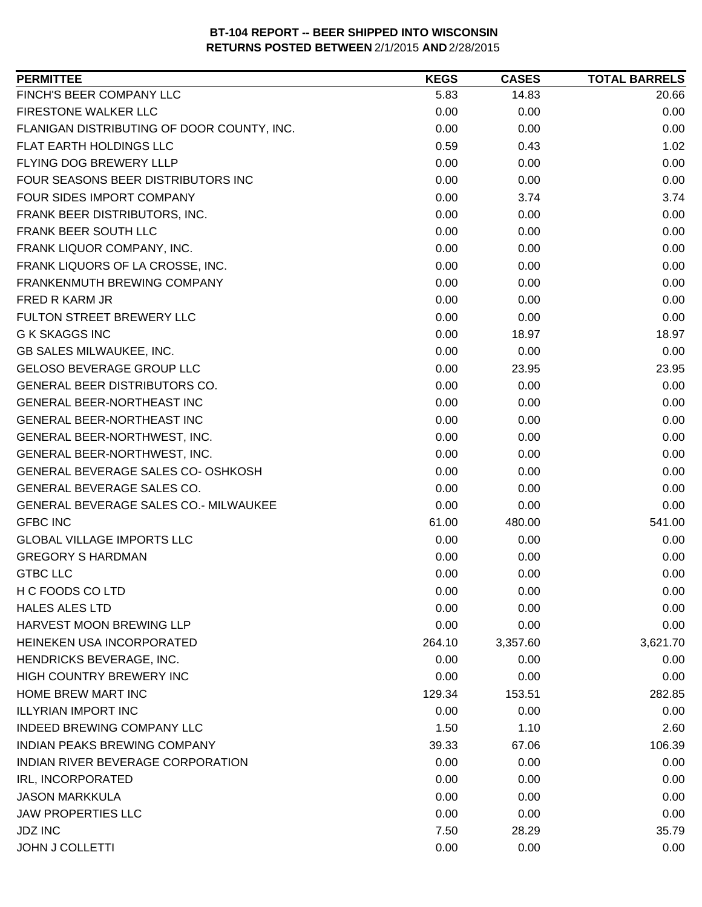**BT-104 REPORT -- BEER SHIPPED INTO WISCONSIN**
**RETURNS POSTED BETWEEN** 2/1/2015 **AND** 2/28/2015

| PERMITTEE | KEGS | CASES | TOTAL BARRELS |
|---|---|---|---|
| FINCH'S BEER COMPANY LLC | 5.83 | 14.83 | 20.66 |
| FIRESTONE WALKER LLC | 0.00 | 0.00 | 0.00 |
| FLANIGAN DISTRIBUTING OF DOOR COUNTY, INC. | 0.00 | 0.00 | 0.00 |
| FLAT EARTH HOLDINGS LLC | 0.59 | 0.43 | 1.02 |
| FLYING DOG BREWERY LLLP | 0.00 | 0.00 | 0.00 |
| FOUR SEASONS BEER DISTRIBUTORS INC | 0.00 | 0.00 | 0.00 |
| FOUR SIDES IMPORT COMPANY | 0.00 | 3.74 | 3.74 |
| FRANK BEER DISTRIBUTORS, INC. | 0.00 | 0.00 | 0.00 |
| FRANK BEER SOUTH LLC | 0.00 | 0.00 | 0.00 |
| FRANK LIQUOR COMPANY, INC. | 0.00 | 0.00 | 0.00 |
| FRANK LIQUORS OF LA CROSSE, INC. | 0.00 | 0.00 | 0.00 |
| FRANKENMUTH BREWING COMPANY | 0.00 | 0.00 | 0.00 |
| FRED R KARM JR | 0.00 | 0.00 | 0.00 |
| FULTON STREET BREWERY LLC | 0.00 | 0.00 | 0.00 |
| G K SKAGGS INC | 0.00 | 18.97 | 18.97 |
| GB SALES MILWAUKEE, INC. | 0.00 | 0.00 | 0.00 |
| GELOSO BEVERAGE GROUP LLC | 0.00 | 23.95 | 23.95 |
| GENERAL BEER DISTRIBUTORS CO. | 0.00 | 0.00 | 0.00 |
| GENERAL BEER-NORTHEAST INC | 0.00 | 0.00 | 0.00 |
| GENERAL BEER-NORTHEAST INC | 0.00 | 0.00 | 0.00 |
| GENERAL BEER-NORTHWEST, INC. | 0.00 | 0.00 | 0.00 |
| GENERAL BEER-NORTHWEST, INC. | 0.00 | 0.00 | 0.00 |
| GENERAL BEVERAGE SALES CO- OSHKOSH | 0.00 | 0.00 | 0.00 |
| GENERAL BEVERAGE SALES CO. | 0.00 | 0.00 | 0.00 |
| GENERAL BEVERAGE SALES CO.- MILWAUKEE | 0.00 | 0.00 | 0.00 |
| GFBC INC | 61.00 | 480.00 | 541.00 |
| GLOBAL VILLAGE IMPORTS LLC | 0.00 | 0.00 | 0.00 |
| GREGORY S HARDMAN | 0.00 | 0.00 | 0.00 |
| GTBC LLC | 0.00 | 0.00 | 0.00 |
| H C FOODS CO LTD | 0.00 | 0.00 | 0.00 |
| HALES ALES LTD | 0.00 | 0.00 | 0.00 |
| HARVEST MOON BREWING LLP | 0.00 | 0.00 | 0.00 |
| HEINEKEN USA INCORPORATED | 264.10 | 3,357.60 | 3,621.70 |
| HENDRICKS BEVERAGE, INC. | 0.00 | 0.00 | 0.00 |
| HIGH COUNTRY BREWERY INC | 0.00 | 0.00 | 0.00 |
| HOME BREW MART INC | 129.34 | 153.51 | 282.85 |
| ILLYRIAN IMPORT INC | 0.00 | 0.00 | 0.00 |
| INDEED BREWING COMPANY LLC | 1.50 | 1.10 | 2.60 |
| INDIAN PEAKS BREWING COMPANY | 39.33 | 67.06 | 106.39 |
| INDIAN RIVER BEVERAGE CORPORATION | 0.00 | 0.00 | 0.00 |
| IRL, INCORPORATED | 0.00 | 0.00 | 0.00 |
| JASON MARKKULA | 0.00 | 0.00 | 0.00 |
| JAW PROPERTIES LLC | 0.00 | 0.00 | 0.00 |
| JDZ INC | 7.50 | 28.29 | 35.79 |
| JOHN J COLLETTI | 0.00 | 0.00 | 0.00 |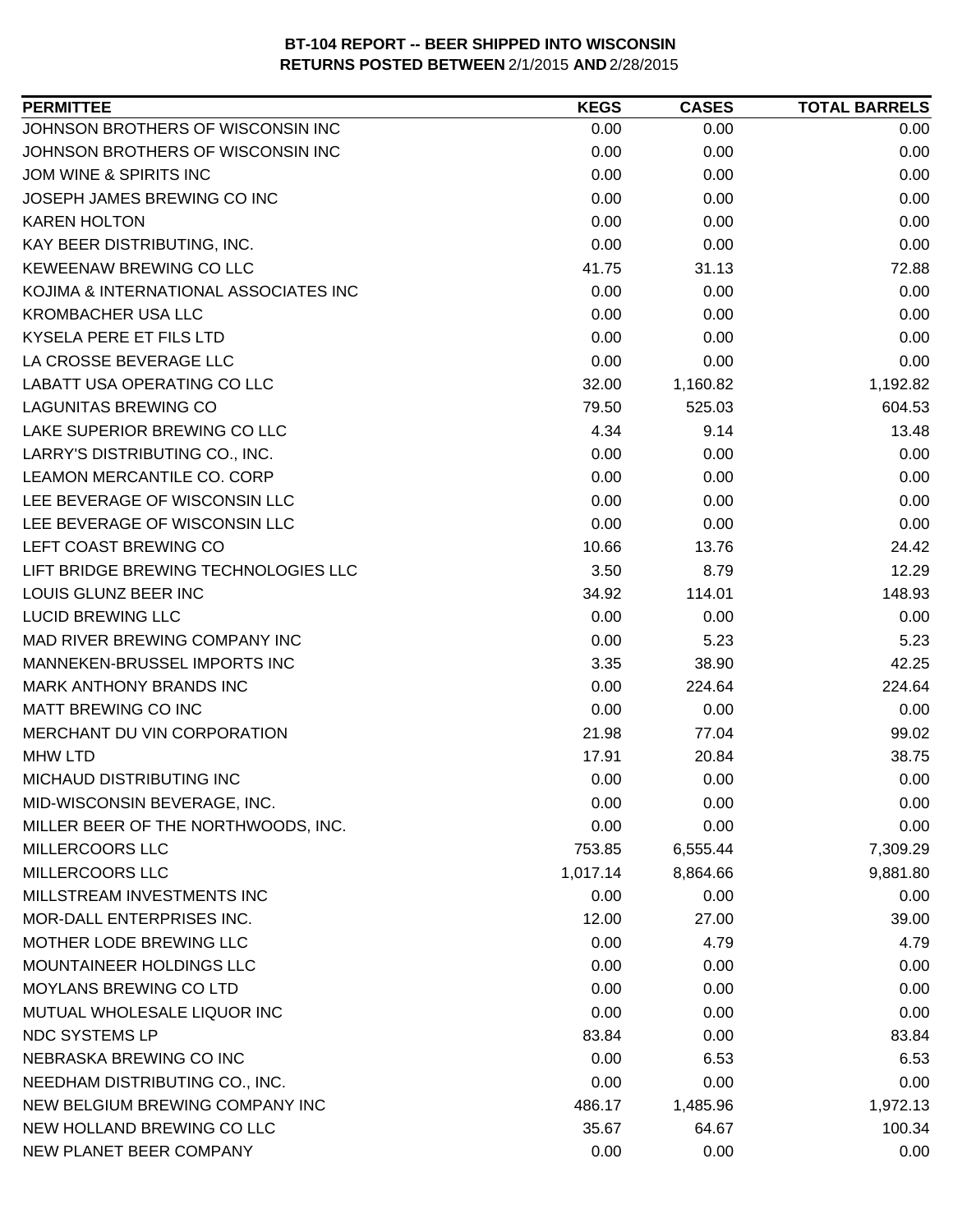**BT-104 REPORT -- BEER SHIPPED INTO WISCONSIN**
**RETURNS POSTED BETWEEN** 2/1/2015 **AND** 2/28/2015

| PERMITTEE | KEGS | CASES | TOTAL BARRELS |
|---|---|---|---|
| JOHNSON BROTHERS OF WISCONSIN INC | 0.00 | 0.00 | 0.00 |
| JOHNSON BROTHERS OF WISCONSIN INC | 0.00 | 0.00 | 0.00 |
| JOM WINE & SPIRITS INC | 0.00 | 0.00 | 0.00 |
| JOSEPH JAMES BREWING CO INC | 0.00 | 0.00 | 0.00 |
| KAREN HOLTON | 0.00 | 0.00 | 0.00 |
| KAY BEER DISTRIBUTING, INC. | 0.00 | 0.00 | 0.00 |
| KEWEENAW BREWING CO LLC | 41.75 | 31.13 | 72.88 |
| KOJIMA & INTERNATIONAL ASSOCIATES INC | 0.00 | 0.00 | 0.00 |
| KROMBACHER USA LLC | 0.00 | 0.00 | 0.00 |
| KYSELA PERE ET FILS LTD | 0.00 | 0.00 | 0.00 |
| LA CROSSE BEVERAGE LLC | 0.00 | 0.00 | 0.00 |
| LABATT USA OPERATING CO LLC | 32.00 | 1,160.82 | 1,192.82 |
| LAGUNITAS BREWING CO | 79.50 | 525.03 | 604.53 |
| LAKE SUPERIOR BREWING CO LLC | 4.34 | 9.14 | 13.48 |
| LARRY'S DISTRIBUTING CO., INC. | 0.00 | 0.00 | 0.00 |
| LEAMON MERCANTILE CO. CORP | 0.00 | 0.00 | 0.00 |
| LEE BEVERAGE OF WISCONSIN LLC | 0.00 | 0.00 | 0.00 |
| LEE BEVERAGE OF WISCONSIN LLC | 0.00 | 0.00 | 0.00 |
| LEFT COAST BREWING CO | 10.66 | 13.76 | 24.42 |
| LIFT BRIDGE BREWING TECHNOLOGIES LLC | 3.50 | 8.79 | 12.29 |
| LOUIS GLUNZ BEER INC | 34.92 | 114.01 | 148.93 |
| LUCID BREWING LLC | 0.00 | 0.00 | 0.00 |
| MAD RIVER BREWING COMPANY INC | 0.00 | 5.23 | 5.23 |
| MANNEKEN-BRUSSEL IMPORTS INC | 3.35 | 38.90 | 42.25 |
| MARK ANTHONY BRANDS INC | 0.00 | 224.64 | 224.64 |
| MATT BREWING CO INC | 0.00 | 0.00 | 0.00 |
| MERCHANT DU VIN CORPORATION | 21.98 | 77.04 | 99.02 |
| MHW LTD | 17.91 | 20.84 | 38.75 |
| MICHAUD DISTRIBUTING INC | 0.00 | 0.00 | 0.00 |
| MID-WISCONSIN BEVERAGE, INC. | 0.00 | 0.00 | 0.00 |
| MILLER BEER OF THE NORTHWOODS, INC. | 0.00 | 0.00 | 0.00 |
| MILLERCOORS LLC | 753.85 | 6,555.44 | 7,309.29 |
| MILLERCOORS LLC | 1,017.14 | 8,864.66 | 9,881.80 |
| MILLSTREAM INVESTMENTS INC | 0.00 | 0.00 | 0.00 |
| MOR-DALL ENTERPRISES INC. | 12.00 | 27.00 | 39.00 |
| MOTHER LODE BREWING LLC | 0.00 | 4.79 | 4.79 |
| MOUNTAINEER HOLDINGS LLC | 0.00 | 0.00 | 0.00 |
| MOYLANS BREWING CO LTD | 0.00 | 0.00 | 0.00 |
| MUTUAL WHOLESALE LIQUOR INC | 0.00 | 0.00 | 0.00 |
| NDC SYSTEMS LP | 83.84 | 0.00 | 83.84 |
| NEBRASKA BREWING CO INC | 0.00 | 6.53 | 6.53 |
| NEEDHAM DISTRIBUTING CO., INC. | 0.00 | 0.00 | 0.00 |
| NEW BELGIUM BREWING COMPANY INC | 486.17 | 1,485.96 | 1,972.13 |
| NEW HOLLAND BREWING CO LLC | 35.67 | 64.67 | 100.34 |
| NEW PLANET BEER COMPANY | 0.00 | 0.00 | 0.00 |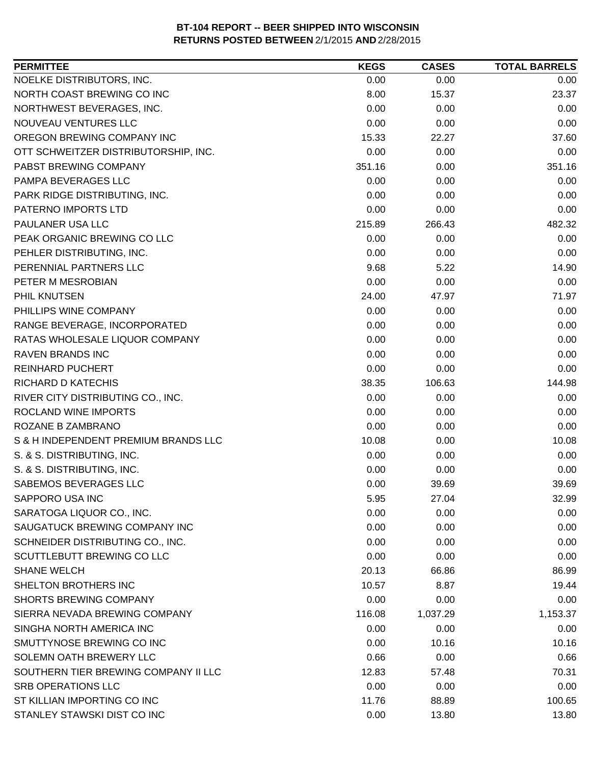**BT-104 REPORT -- BEER SHIPPED INTO WISCONSIN**
**RETURNS POSTED BETWEEN** 2/1/2015 **AND** 2/28/2015

| PERMITTEE | KEGS | CASES | TOTAL BARRELS |
|---|---|---|---|
| NOELKE DISTRIBUTORS, INC. | 0.00 | 0.00 | 0.00 |
| NORTH COAST BREWING CO INC | 8.00 | 15.37 | 23.37 |
| NORTHWEST BEVERAGES, INC. | 0.00 | 0.00 | 0.00 |
| NOUVEAU VENTURES LLC | 0.00 | 0.00 | 0.00 |
| OREGON BREWING COMPANY INC | 15.33 | 22.27 | 37.60 |
| OTT SCHWEITZER DISTRIBUTORSHIP, INC. | 0.00 | 0.00 | 0.00 |
| PABST BREWING COMPANY | 351.16 | 0.00 | 351.16 |
| PAMPA BEVERAGES LLC | 0.00 | 0.00 | 0.00 |
| PARK RIDGE DISTRIBUTING, INC. | 0.00 | 0.00 | 0.00 |
| PATERNO IMPORTS LTD | 0.00 | 0.00 | 0.00 |
| PAULANER USA LLC | 215.89 | 266.43 | 482.32 |
| PEAK ORGANIC BREWING CO LLC | 0.00 | 0.00 | 0.00 |
| PEHLER DISTRIBUTING, INC. | 0.00 | 0.00 | 0.00 |
| PERENNIAL PARTNERS LLC | 9.68 | 5.22 | 14.90 |
| PETER M MESROBIAN | 0.00 | 0.00 | 0.00 |
| PHIL KNUTSEN | 24.00 | 47.97 | 71.97 |
| PHILLIPS WINE COMPANY | 0.00 | 0.00 | 0.00 |
| RANGE BEVERAGE, INCORPORATED | 0.00 | 0.00 | 0.00 |
| RATAS WHOLESALE LIQUOR COMPANY | 0.00 | 0.00 | 0.00 |
| RAVEN BRANDS INC | 0.00 | 0.00 | 0.00 |
| REINHARD PUCHERT | 0.00 | 0.00 | 0.00 |
| RICHARD D KATECHIS | 38.35 | 106.63 | 144.98 |
| RIVER CITY DISTRIBUTING CO., INC. | 0.00 | 0.00 | 0.00 |
| ROCLAND WINE IMPORTS | 0.00 | 0.00 | 0.00 |
| ROZANE B ZAMBRANO | 0.00 | 0.00 | 0.00 |
| S & H INDEPENDENT PREMIUM BRANDS LLC | 10.08 | 0.00 | 10.08 |
| S. & S. DISTRIBUTING, INC. | 0.00 | 0.00 | 0.00 |
| S. & S. DISTRIBUTING, INC. | 0.00 | 0.00 | 0.00 |
| SABEMOS BEVERAGES LLC | 0.00 | 39.69 | 39.69 |
| SAPPORO USA INC | 5.95 | 27.04 | 32.99 |
| SARATOGA LIQUOR CO., INC. | 0.00 | 0.00 | 0.00 |
| SAUGATUCK BREWING COMPANY INC | 0.00 | 0.00 | 0.00 |
| SCHNEIDER DISTRIBUTING CO., INC. | 0.00 | 0.00 | 0.00 |
| SCUTTLEBUTT BREWING CO LLC | 0.00 | 0.00 | 0.00 |
| SHANE WELCH | 20.13 | 66.86 | 86.99 |
| SHELTON BROTHERS INC | 10.57 | 8.87 | 19.44 |
| SHORTS BREWING COMPANY | 0.00 | 0.00 | 0.00 |
| SIERRA NEVADA BREWING COMPANY | 116.08 | 1,037.29 | 1,153.37 |
| SINGHA NORTH AMERICA INC | 0.00 | 0.00 | 0.00 |
| SMUTTYNOSE BREWING CO INC | 0.00 | 10.16 | 10.16 |
| SOLEMN OATH BREWERY LLC | 0.66 | 0.00 | 0.66 |
| SOUTHERN TIER BREWING COMPANY II LLC | 12.83 | 57.48 | 70.31 |
| SRB OPERATIONS LLC | 0.00 | 0.00 | 0.00 |
| ST KILLIAN IMPORTING CO INC | 11.76 | 88.89 | 100.65 |
| STANLEY STAWSKI DIST CO INC | 0.00 | 13.80 | 13.80 |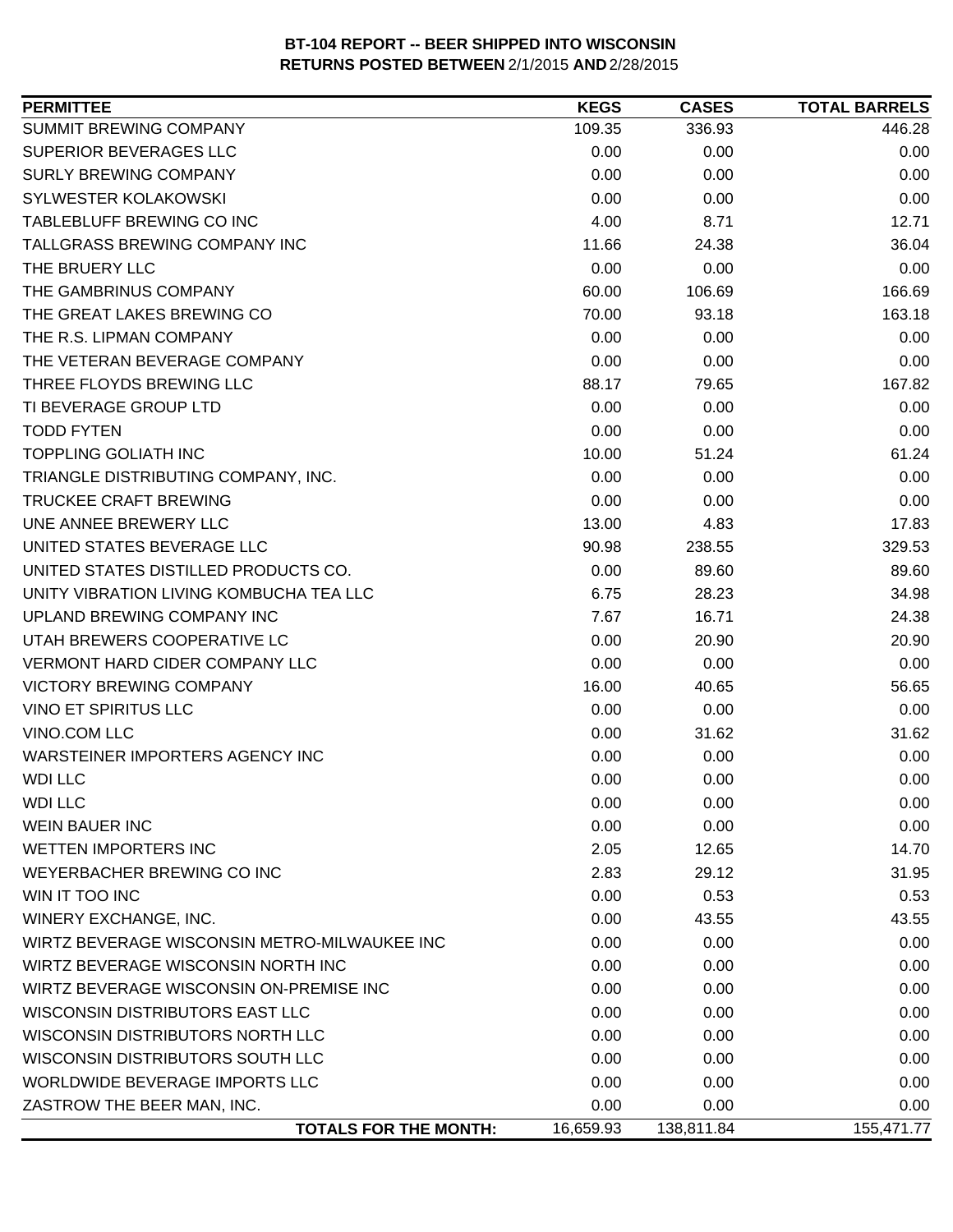**BT-104 REPORT -- BEER SHIPPED INTO WISCONSIN**
**RETURNS POSTED BETWEEN 2/1/2015 AND 2/28/2015**

| PERMITTEE | KEGS | CASES | TOTAL BARRELS |
|---|---|---|---|
| SUMMIT BREWING COMPANY | 109.35 | 336.93 | 446.28 |
| SUPERIOR BEVERAGES LLC | 0.00 | 0.00 | 0.00 |
| SURLY BREWING COMPANY | 0.00 | 0.00 | 0.00 |
| SYLWESTER KOLAKOWSKI | 0.00 | 0.00 | 0.00 |
| TABLEBLUFF BREWING CO INC | 4.00 | 8.71 | 12.71 |
| TALLGRASS BREWING COMPANY INC | 11.66 | 24.38 | 36.04 |
| THE BRUERY LLC | 0.00 | 0.00 | 0.00 |
| THE GAMBRINUS COMPANY | 60.00 | 106.69 | 166.69 |
| THE GREAT LAKES BREWING CO | 70.00 | 93.18 | 163.18 |
| THE R.S. LIPMAN COMPANY | 0.00 | 0.00 | 0.00 |
| THE VETERAN BEVERAGE COMPANY | 0.00 | 0.00 | 0.00 |
| THREE FLOYDS BREWING LLC | 88.17 | 79.65 | 167.82 |
| TI BEVERAGE GROUP LTD | 0.00 | 0.00 | 0.00 |
| TODD FYTEN | 0.00 | 0.00 | 0.00 |
| TOPPLING GOLIATH INC | 10.00 | 51.24 | 61.24 |
| TRIANGLE DISTRIBUTING COMPANY, INC. | 0.00 | 0.00 | 0.00 |
| TRUCKEE CRAFT BREWING | 0.00 | 0.00 | 0.00 |
| UNE ANNEE BREWERY LLC | 13.00 | 4.83 | 17.83 |
| UNITED STATES BEVERAGE LLC | 90.98 | 238.55 | 329.53 |
| UNITED STATES DISTILLED PRODUCTS CO. | 0.00 | 89.60 | 89.60 |
| UNITY VIBRATION LIVING KOMBUCHA TEA LLC | 6.75 | 28.23 | 34.98 |
| UPLAND BREWING COMPANY INC | 7.67 | 16.71 | 24.38 |
| UTAH BREWERS COOPERATIVE LC | 0.00 | 20.90 | 20.90 |
| VERMONT HARD CIDER COMPANY LLC | 0.00 | 0.00 | 0.00 |
| VICTORY BREWING COMPANY | 16.00 | 40.65 | 56.65 |
| VINO ET SPIRITUS LLC | 0.00 | 0.00 | 0.00 |
| VINO.COM LLC | 0.00 | 31.62 | 31.62 |
| WARSTEINER IMPORTERS AGENCY INC | 0.00 | 0.00 | 0.00 |
| WDI LLC | 0.00 | 0.00 | 0.00 |
| WDI LLC | 0.00 | 0.00 | 0.00 |
| WEIN BAUER INC | 0.00 | 0.00 | 0.00 |
| WETTEN IMPORTERS INC | 2.05 | 12.65 | 14.70 |
| WEYERBACHER BREWING CO INC | 2.83 | 29.12 | 31.95 |
| WIN IT TOO INC | 0.00 | 0.53 | 0.53 |
| WINERY EXCHANGE, INC. | 0.00 | 43.55 | 43.55 |
| WIRTZ BEVERAGE WISCONSIN METRO-MILWAUKEE INC | 0.00 | 0.00 | 0.00 |
| WIRTZ BEVERAGE WISCONSIN NORTH INC | 0.00 | 0.00 | 0.00 |
| WIRTZ BEVERAGE WISCONSIN ON-PREMISE INC | 0.00 | 0.00 | 0.00 |
| WISCONSIN DISTRIBUTORS EAST LLC | 0.00 | 0.00 | 0.00 |
| WISCONSIN DISTRIBUTORS NORTH LLC | 0.00 | 0.00 | 0.00 |
| WISCONSIN DISTRIBUTORS SOUTH LLC | 0.00 | 0.00 | 0.00 |
| WORLDWIDE BEVERAGE IMPORTS LLC | 0.00 | 0.00 | 0.00 |
| ZASTROW THE BEER MAN, INC. | 0.00 | 0.00 | 0.00 |
| **TOTALS FOR THE MONTH:** | 16,659.93 | 138,811.84 | 155,471.77 |